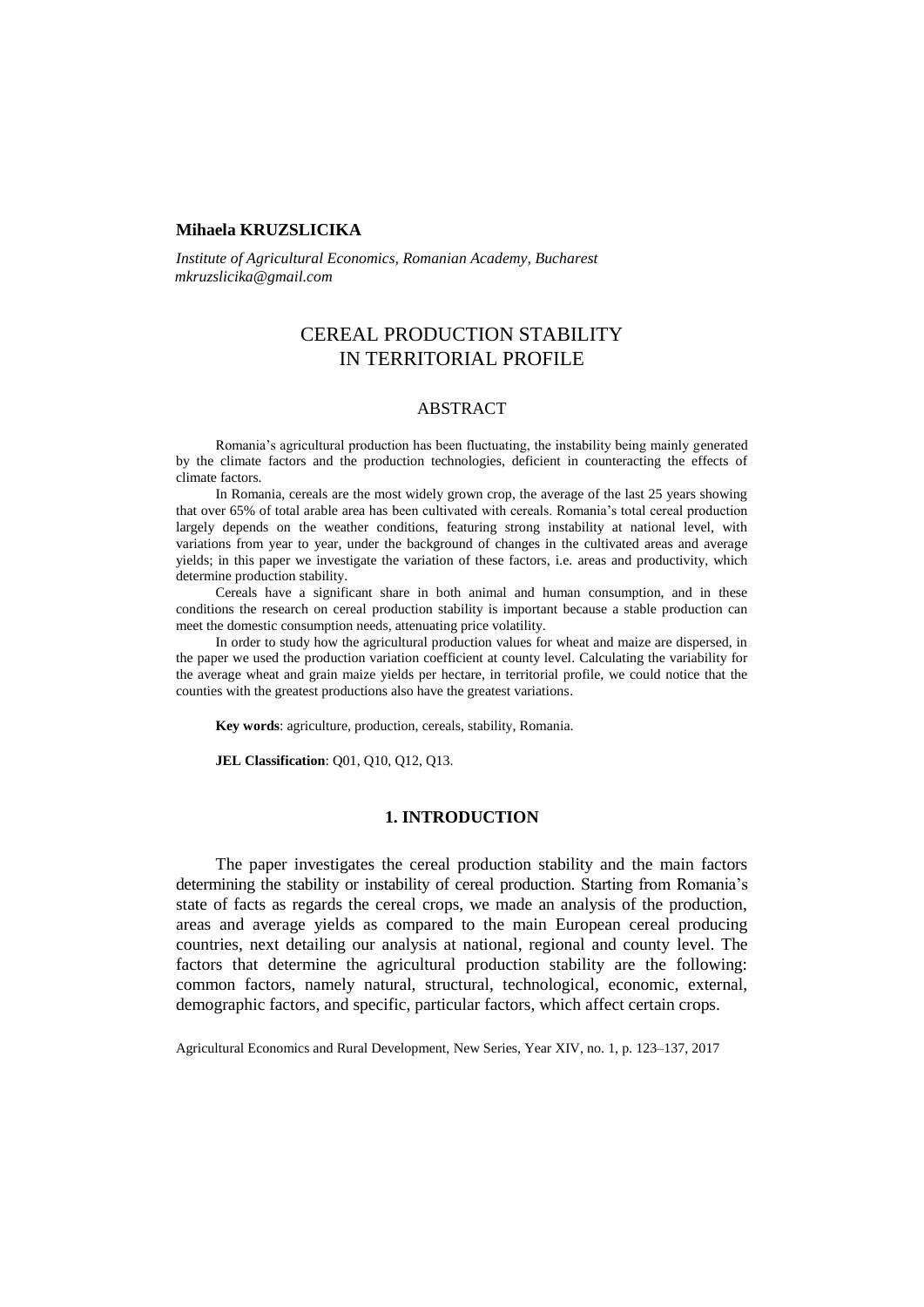**Mihaela KRUZSLICIKA**

*Institute of Agricultural Economics, Romanian Academy, Bucharest*
*mkruzslicika@gmail.com*

# CEREAL PRODUCTION STABILITY IN TERRITORIAL PROFILE

## ABSTRACT

Romania's agricultural production has been fluctuating, the instability being mainly generated by the climate factors and the production technologies, deficient in counteracting the effects of climate factors.

In Romania, cereals are the most widely grown crop, the average of the last 25 years showing that over 65% of total arable area has been cultivated with cereals. Romania's total cereal production largely depends on the weather conditions, featuring strong instability at national level, with variations from year to year, under the background of changes in the cultivated areas and average yields; in this paper we investigate the variation of these factors, i.e. areas and productivity, which determine production stability.

Cereals have a significant share in both animal and human consumption, and in these conditions the research on cereal production stability is important because a stable production can meet the domestic consumption needs, attenuating price volatility.

In order to study how the agricultural production values for wheat and maize are dispersed, in the paper we used the production variation coefficient at county level. Calculating the variability for the average wheat and grain maize yields per hectare, in territorial profile, we could notice that the counties with the greatest productions also have the greatest variations.

**Key words**: agriculture, production, cereals, stability, Romania.

**JEL Classification**: Q01, Q10, Q12, Q13.

## 1. INTRODUCTION

The paper investigates the cereal production stability and the main factors determining the stability or instability of cereal production. Starting from Romania's state of facts as regards the cereal crops, we made an analysis of the production, areas and average yields as compared to the main European cereal producing countries, next detailing our analysis at national, regional and county level. The factors that determine the agricultural production stability are the following: common factors, namely natural, structural, technological, economic, external, demographic factors, and specific, particular factors, which affect certain crops.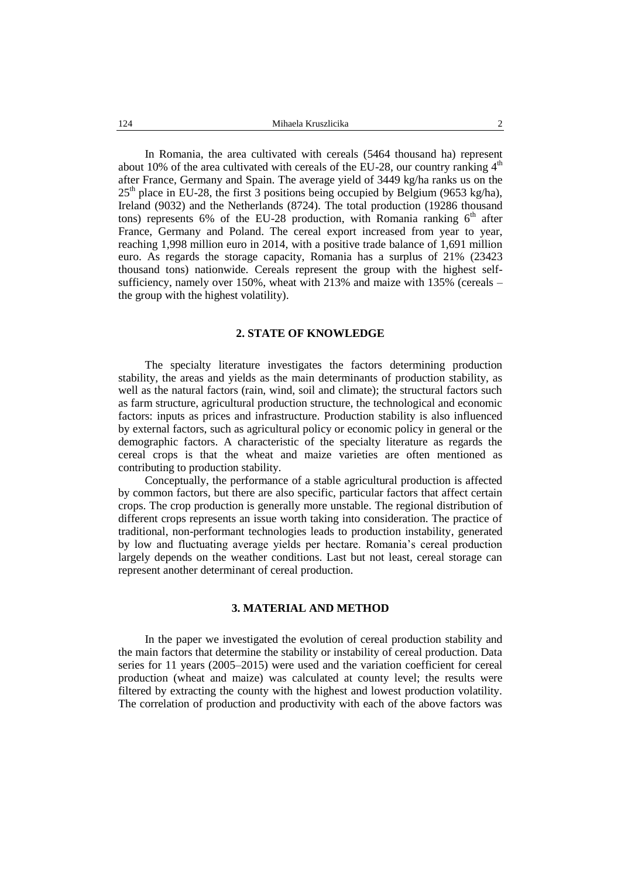In Romania, the area cultivated with cereals (5464 thousand ha) represent about 10% of the area cultivated with cereals of the EU-28, our country ranking 4th after France, Germany and Spain. The average yield of 3449 kg/ha ranks us on the 25th place in EU-28, the first 3 positions being occupied by Belgium (9653 kg/ha), Ireland (9032) and the Netherlands (8724). The total production (19286 thousand tons) represents 6% of the EU-28 production, with Romania ranking 6th after France, Germany and Poland. The cereal export increased from year to year, reaching 1,998 million euro in 2014, with a positive trade balance of 1,691 million euro. As regards the storage capacity, Romania has a surplus of 21% (23423 thousand tons) nationwide. Cereals represent the group with the highest self-sufficiency, namely over 150%, wheat with 213% and maize with 135% (cereals – the group with the highest volatility).

## 2. STATE OF KNOWLEDGE

The specialty literature investigates the factors determining production stability, the areas and yields as the main determinants of production stability, as well as the natural factors (rain, wind, soil and climate); the structural factors such as farm structure, agricultural production structure, the technological and economic factors: inputs as prices and infrastructure. Production stability is also influenced by external factors, such as agricultural policy or economic policy in general or the demographic factors. A characteristic of the specialty literature as regards the cereal crops is that the wheat and maize varieties are often mentioned as contributing to production stability.

Conceptually, the performance of a stable agricultural production is affected by common factors, but there are also specific, particular factors that affect certain crops. The crop production is generally more unstable. The regional distribution of different crops represents an issue worth taking into consideration. The practice of traditional, non-performant technologies leads to production instability, generated by low and fluctuating average yields per hectare. Romania's cereal production largely depends on the weather conditions. Last but not least, cereal storage can represent another determinant of cereal production.

## 3. MATERIAL AND METHOD

In the paper we investigated the evolution of cereal production stability and the main factors that determine the stability or instability of cereal production. Data series for 11 years (2005–2015) were used and the variation coefficient for cereal production (wheat and maize) was calculated at county level; the results were filtered by extracting the county with the highest and lowest production volatility. The correlation of production and productivity with each of the above factors was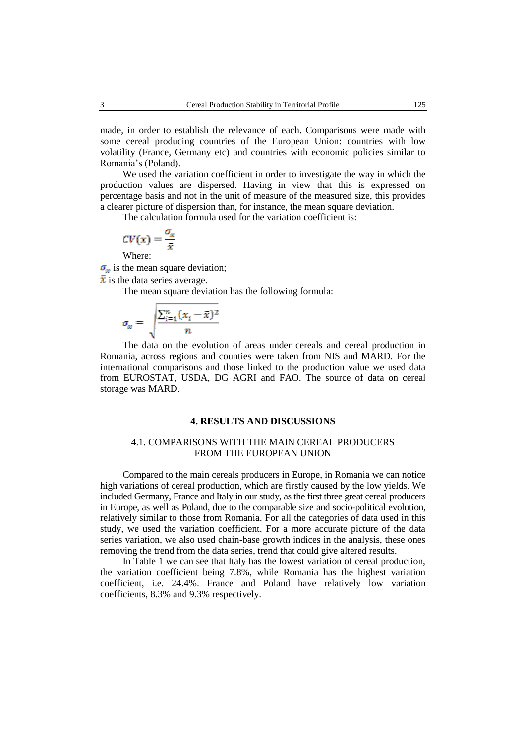made, in order to establish the relevance of each. Comparisons were made with some cereal producing countries of the European Union: countries with low volatility (France, Germany etc) and countries with economic policies similar to Romania's (Poland).

We used the variation coefficient in order to investigate the way in which the production values are dispersed. Having in view that this is expressed on percentage basis and not in the unit of measure of the measured size, this provides a clearer picture of dispersion than, for instance, the mean square deviation.

The calculation formula used for the variation coefficient is:

$$CV(x) = \frac{\sigma_x}{\bar{x}}$$

Where:

$\sigma_x$ is the mean square deviation;

$\bar{x}$ is the data series average.

The mean square deviation has the following formula:

$$\sigma_x = \sqrt{\frac{\sum_{i=1}^{n}(x_i - \bar{x})^2}{n}}$$

The data on the evolution of areas under cereals and cereal production in Romania, across regions and counties were taken from NIS and MARD. For the international comparisons and those linked to the production value we used data from EUROSTAT, USDA, DG AGRI and FAO. The source of data on cereal storage was MARD.

## 4. RESULTS AND DISCUSSIONS

### 4.1. COMPARISONS WITH THE MAIN CEREAL PRODUCERS FROM THE EUROPEAN UNION

Compared to the main cereals producers in Europe, in Romania we can notice high variations of cereal production, which are firstly caused by the low yields. We included Germany, France and Italy in our study, as the first three great cereal producers in Europe, as well as Poland, due to the comparable size and socio-political evolution, relatively similar to those from Romania. For all the categories of data used in this study, we used the variation coefficient. For a more accurate picture of the data series variation, we also used chain-base growth indices in the analysis, these ones removing the trend from the data series, trend that could give altered results.

In Table 1 we can see that Italy has the lowest variation of cereal production, the variation coefficient being 7.8%, while Romania has the highest variation coefficient, i.e. 24.4%. France and Poland have relatively low variation coefficients, 8.3% and 9.3% respectively.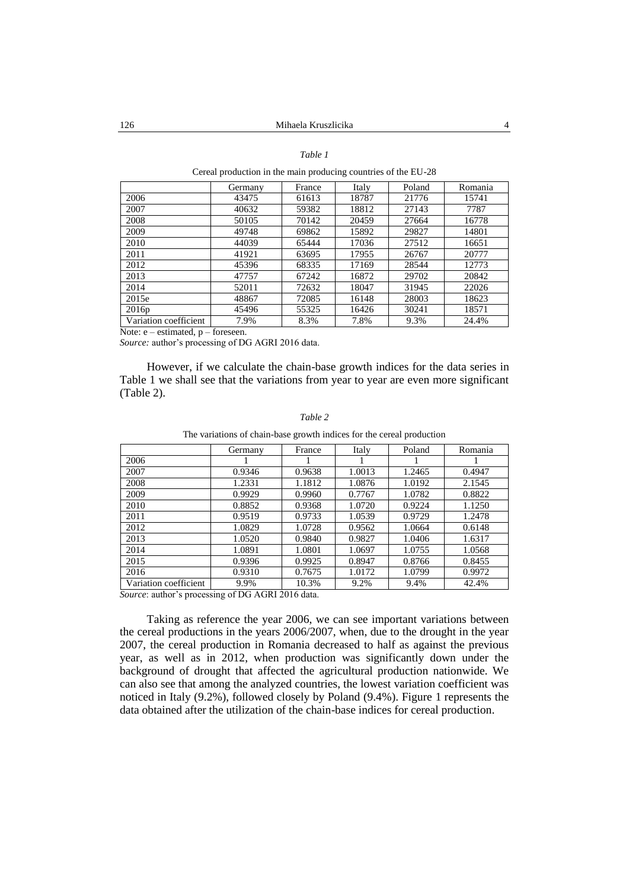*Table 1*

Cereal production in the main producing countries of the EU-28

| | Germany | France | Italy | Poland | Romania |
|---|---|---|---|---|---|
| 2006 | 43475 | 61613 | 18787 | 21776 | 15741 |
| 2007 | 40632 | 59382 | 18812 | 27143 | 7787 |
| 2008 | 50105 | 70142 | 20459 | 27664 | 16778 |
| 2009 | 49748 | 69862 | 15892 | 29827 | 14801 |
| 2010 | 44039 | 65444 | 17036 | 27512 | 16651 |
| 2011 | 41921 | 63695 | 17955 | 26767 | 20777 |
| 2012 | 45396 | 68335 | 17169 | 28544 | 12773 |
| 2013 | 47757 | 67242 | 16872 | 29702 | 20842 |
| 2014 | 52011 | 72632 | 18047 | 31945 | 22026 |
| 2015e | 48867 | 72085 | 16148 | 28003 | 18623 |
| 2016p | 45496 | 55325 | 16426 | 30241 | 18571 |
| Variation coefficient | 7.9% | 8.3% | 7.8% | 9.3% | 24.4% |

Note: e – estimated, p – foreseen.

*Source:* author's processing of DG AGRI 2016 data.

However, if we calculate the chain-base growth indices for the data series in Table 1 we shall see that the variations from year to year are even more significant (Table 2).

*Table 2*

The variations of chain-base growth indices for the cereal production

| | Germany | France | Italy | Poland | Romania |
|---|---|---|---|---|---|
| 2006 | 1 | 1 | 1 | 1 | 1 |
| 2007 | 0.9346 | 0.9638 | 1.0013 | 1.2465 | 0.4947 |
| 2008 | 1.2331 | 1.1812 | 1.0876 | 1.0192 | 2.1545 |
| 2009 | 0.9929 | 0.9960 | 0.7767 | 1.0782 | 0.8822 |
| 2010 | 0.8852 | 0.9368 | 1.0720 | 0.9224 | 1.1250 |
| 2011 | 0.9519 | 0.9733 | 1.0539 | 0.9729 | 1.2478 |
| 2012 | 1.0829 | 1.0728 | 0.9562 | 1.0664 | 0.6148 |
| 2013 | 1.0520 | 0.9840 | 0.9827 | 1.0406 | 1.6317 |
| 2014 | 1.0891 | 1.0801 | 1.0697 | 1.0755 | 1.0568 |
| 2015 | 0.9396 | 0.9925 | 0.8947 | 0.8766 | 0.8455 |
| 2016 | 0.9310 | 0.7675 | 1.0172 | 1.0799 | 0.9972 |
| Variation coefficient | 9.9% | 10.3% | 9.2% | 9.4% | 42.4% |

*Source*: author's processing of DG AGRI 2016 data.

Taking as reference the year 2006, we can see important variations between the cereal productions in the years 2006/2007, when, due to the drought in the year 2007, the cereal production in Romania decreased to half as against the previous year, as well as in 2012, when production was significantly down under the background of drought that affected the agricultural production nationwide. We can also see that among the analyzed countries, the lowest variation coefficient was noticed in Italy (9.2%), followed closely by Poland (9.4%). Figure 1 represents the data obtained after the utilization of the chain-base indices for cereal production.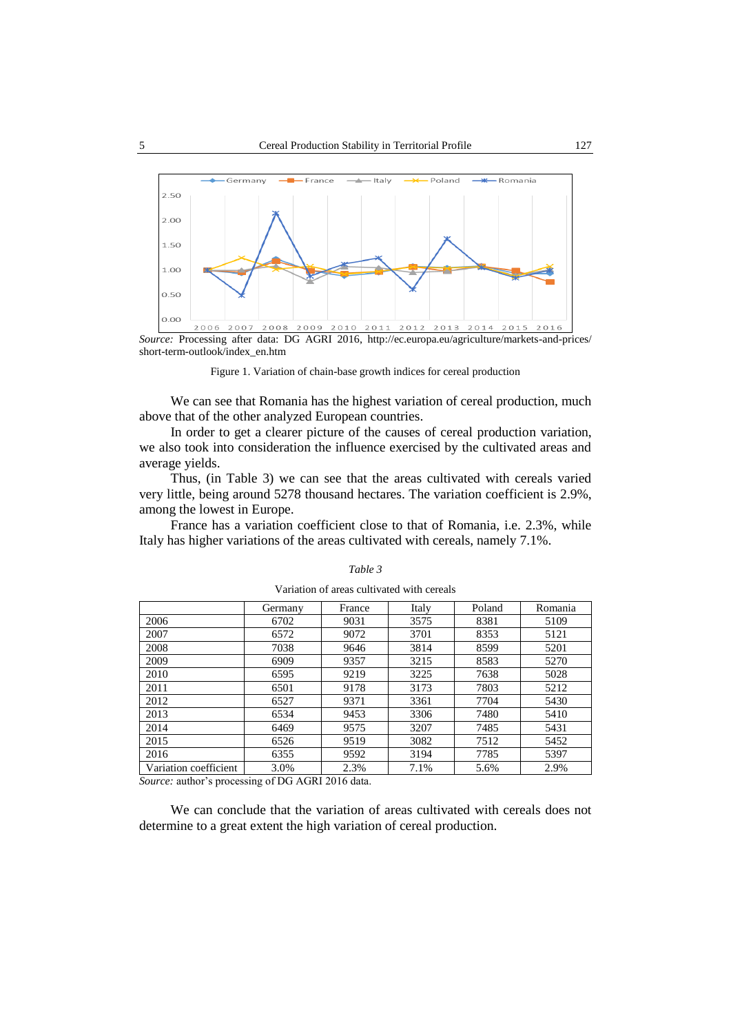*Source:* Processing after data: DG AGRI 2016, http://ec.europa.eu/agriculture/markets-and-prices/short-term-outlook/index_en.htm

Figure 1. Variation of chain-base growth indices for cereal production

We can see that Romania has the highest variation of cereal production, much above that of the other analyzed European countries.

In order to get a clearer picture of the causes of cereal production variation, we also took into consideration the influence exercised by the cultivated areas and average yields.

Thus, (in Table 3) we can see that the areas cultivated with cereals varied very little, being around 5278 thousand hectares. The variation coefficient is 2.9%, among the lowest in Europe.

France has a variation coefficient close to that of Romania, i.e. 2.3%, while Italy has higher variations of the areas cultivated with cereals, namely 7.1%.

*Table 3*

Variation of areas cultivated with cereals

| | Germany | France | Italy | Poland | Romania |
|---|---|---|---|---|---|
| 2006 | 6702 | 9031 | 3575 | 8381 | 5109 |
| 2007 | 6572 | 9072 | 3701 | 8353 | 5121 |
| 2008 | 7038 | 9646 | 3814 | 8599 | 5201 |
| 2009 | 6909 | 9357 | 3215 | 8583 | 5270 |
| 2010 | 6595 | 9219 | 3225 | 7638 | 5028 |
| 2011 | 6501 | 9178 | 3173 | 7803 | 5212 |
| 2012 | 6527 | 9371 | 3361 | 7704 | 5430 |
| 2013 | 6534 | 9453 | 3306 | 7480 | 5410 |
| 2014 | 6469 | 9575 | 3207 | 7485 | 5431 |
| 2015 | 6526 | 9519 | 3082 | 7512 | 5452 |
| 2016 | 6355 | 9592 | 3194 | 7785 | 5397 |
| Variation coefficient | 3.0% | 2.3% | 7.1% | 5.6% | 2.9% |

*Source:* author's processing of DG AGRI 2016 data.

We can conclude that the variation of areas cultivated with cereals does not determine to a great extent the high variation of cereal production.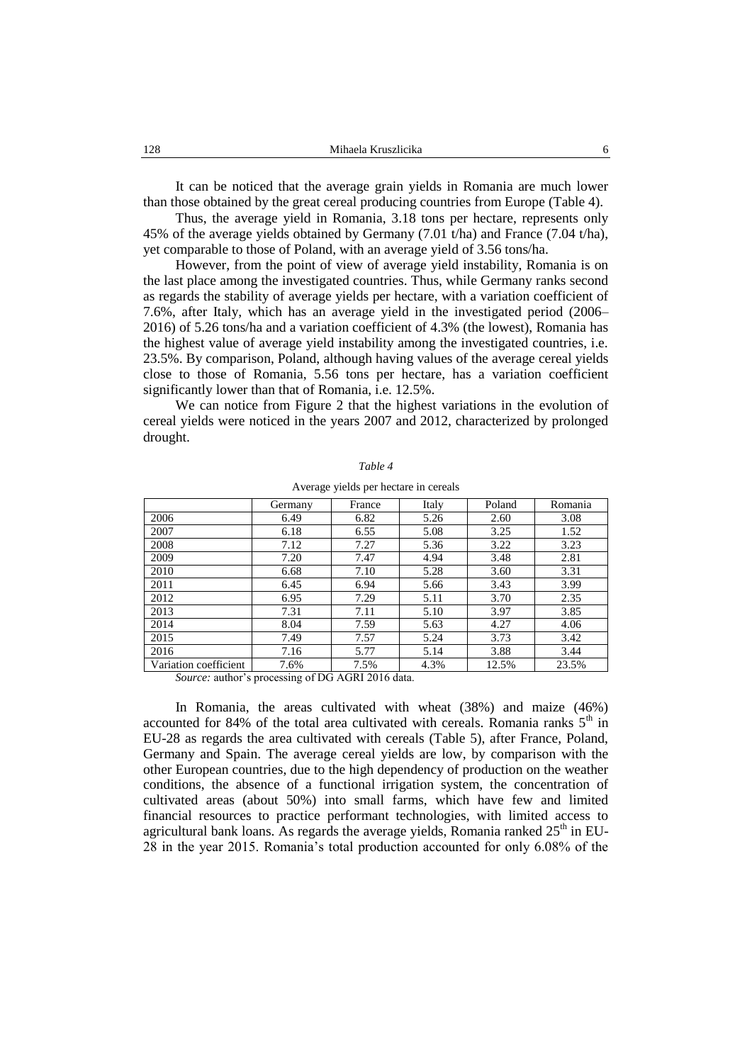It can be noticed that the average grain yields in Romania are much lower than those obtained by the great cereal producing countries from Europe (Table 4).

Thus, the average yield in Romania, 3.18 tons per hectare, represents only 45% of the average yields obtained by Germany (7.01 t/ha) and France (7.04 t/ha), yet comparable to those of Poland, with an average yield of 3.56 tons/ha.

However, from the point of view of average yield instability, Romania is on the last place among the investigated countries. Thus, while Germany ranks second as regards the stability of average yields per hectare, with a variation coefficient of 7.6%, after Italy, which has an average yield in the investigated period (2006–2016) of 5.26 tons/ha and a variation coefficient of 4.3% (the lowest), Romania has the highest value of average yield instability among the investigated countries, i.e. 23.5%. By comparison, Poland, although having values of the average cereal yields close to those of Romania, 5.56 tons per hectare, has a variation coefficient significantly lower than that of Romania, i.e. 12.5%.

We can notice from Figure 2 that the highest variations in the evolution of cereal yields were noticed in the years 2007 and 2012, characterized by prolonged drought.

*Table 4*

Average yields per hectare in cereals

| | Germany | France | Italy | Poland | Romania |
|---|---|---|---|---|---|
| 2006 | 6.49 | 6.82 | 5.26 | 2.60 | 3.08 |
| 2007 | 6.18 | 6.55 | 5.08 | 3.25 | 1.52 |
| 2008 | 7.12 | 7.27 | 5.36 | 3.22 | 3.23 |
| 2009 | 7.20 | 7.47 | 4.94 | 3.48 | 2.81 |
| 2010 | 6.68 | 7.10 | 5.28 | 3.60 | 3.31 |
| 2011 | 6.45 | 6.94 | 5.66 | 3.43 | 3.99 |
| 2012 | 6.95 | 7.29 | 5.11 | 3.70 | 2.35 |
| 2013 | 7.31 | 7.11 | 5.10 | 3.97 | 3.85 |
| 2014 | 8.04 | 7.59 | 5.63 | 4.27 | 4.06 |
| 2015 | 7.49 | 7.57 | 5.24 | 3.73 | 3.42 |
| 2016 | 7.16 | 5.77 | 5.14 | 3.88 | 3.44 |
| Variation coefficient | 7.6% | 7.5% | 4.3% | 12.5% | 23.5% |

*Source:* author's processing of DG AGRI 2016 data.

In Romania, the areas cultivated with wheat (38%) and maize (46%) accounted for 84% of the total area cultivated with cereals. Romania ranks 5th in EU-28 as regards the area cultivated with cereals (Table 5), after France, Poland, Germany and Spain. The average cereal yields are low, by comparison with the other European countries, due to the high dependency of production on the weather conditions, the absence of a functional irrigation system, the concentration of cultivated areas (about 50%) into small farms, which have few and limited financial resources to practice performant technologies, with limited access to agricultural bank loans. As regards the average yields, Romania ranked 25th in EU-28 in the year 2015. Romania's total production accounted for only 6.08% of the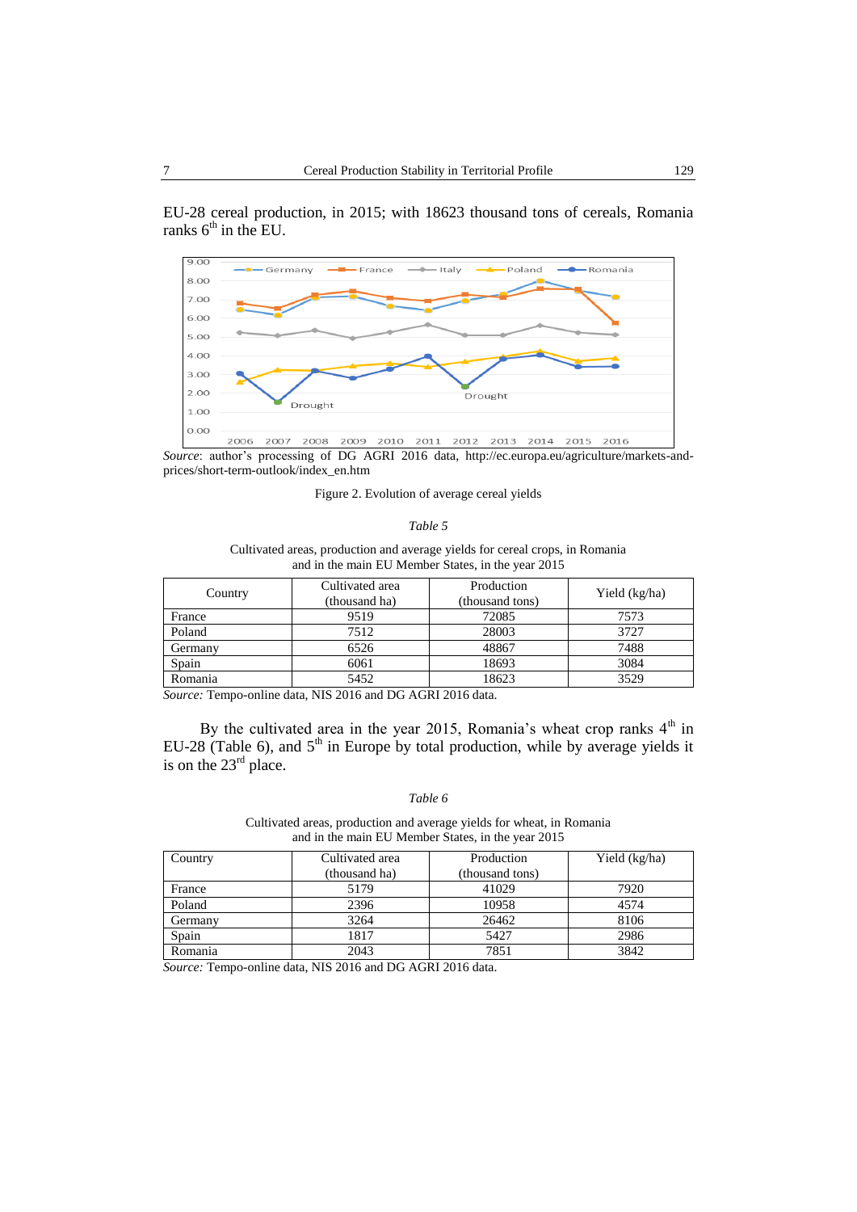EU-28 cereal production, in 2015; with 18623 thousand tons of cereals, Romania ranks 6th in the EU.

*Source*: author's processing of DG AGRI 2016 data, http://ec.europa.eu/agriculture/markets-and-prices/short-term-outlook/index_en.htm

Figure 2. Evolution of average cereal yields

*Table 5*

Cultivated areas, production and average yields for cereal crops, in Romania and in the main EU Member States, in the year 2015

| Country | Cultivated area (thousand ha) | Production (thousand tons) | Yield (kg/ha) |
|---|---|---|---|
| France | 9519 | 72085 | 7573 |
| Poland | 7512 | 28003 | 3727 |
| Germany | 6526 | 48867 | 7488 |
| Spain | 6061 | 18693 | 3084 |
| Romania | 5452 | 18623 | 3529 |

*Source:* Tempo-online data, NIS 2016 and DG AGRI 2016 data.

By the cultivated area in the year 2015, Romania's wheat crop ranks 4th in EU-28 (Table 6), and 5th in Europe by total production, while by average yields it is on the 23rd place.

*Table 6*

Cultivated areas, production and average yields for wheat, in Romania and in the main EU Member States, in the year 2015

| Country | Cultivated area (thousand ha) | Production (thousand tons) | Yield (kg/ha) |
|---|---|---|---|
| France | 5179 | 41029 | 7920 |
| Poland | 2396 | 10958 | 4574 |
| Germany | 3264 | 26462 | 8106 |
| Spain | 1817 | 5427 | 2986 |
| Romania | 2043 | 7851 | 3842 |

*Source:* Tempo-online data, NIS 2016 and DG AGRI 2016 data.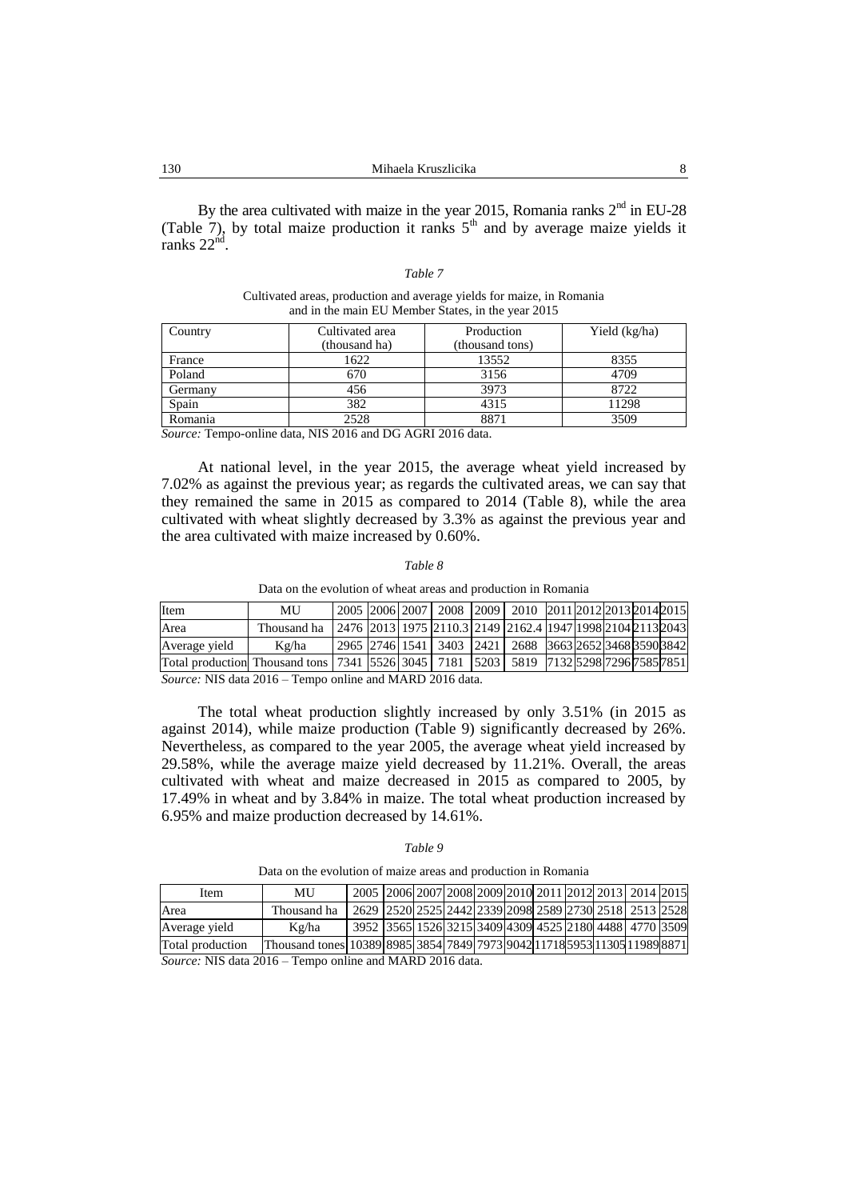By the area cultivated with maize in the year 2015, Romania ranks 2nd in EU-28 (Table 7), by total maize production it ranks 5th and by average maize yields it ranks 22nd.

*Table 7*

Cultivated areas, production and average yields for maize, in Romania and in the main EU Member States, in the year 2015

| Country | Cultivated area (thousand ha) | Production (thousand tons) | Yield (kg/ha) |
|---|---|---|---|
| France | 1622 | 13552 | 8355 |
| Poland | 670 | 3156 | 4709 |
| Germany | 456 | 3973 | 8722 |
| Spain | 382 | 4315 | 11298 |
| Romania | 2528 | 8871 | 3509 |

*Source:* Tempo-online data, NIS 2016 and DG AGRI 2016 data.

At national level, in the year 2015, the average wheat yield increased by 7.02% as against the previous year; as regards the cultivated areas, we can say that they remained the same in 2015 as compared to 2014 (Table 8), while the area cultivated with wheat slightly decreased by 3.3% as against the previous year and the area cultivated with maize increased by 0.60%.

*Table 8*

Data on the evolution of wheat areas and production in Romania

| Item | MU | 2005 | 2006 | 2007 | 2008 | 2009 | 2010 | 2011 | 2012 | 2013 | 2014 | 2015 |
|---|---|---|---|---|---|---|---|---|---|---|---|---|
| Area | Thousand ha | 2476 | 2013 | 1975 | 2110.3 | 2149 | 2162.4 | 1947 | 1998 | 2104 | 2113 | 2043 |
| Average yield | Kg/ha | 2965 | 2746 | 1541 | 3403 | 2421 | 2688 | 3663 | 2652 | 3468 | 3590 | 3842 |
| Total production | Thousand tons | 7341 | 5526 | 3045 | 7181 | 5203 | 5819 | 7132 | 5298 | 7296 | 7585 | 7851 |

*Source:* NIS data 2016 – Tempo online and MARD 2016 data.

The total wheat production slightly increased by only 3.51% (in 2015 as against 2014), while maize production (Table 9) significantly decreased by 26%. Nevertheless, as compared to the year 2005, the average wheat yield increased by 29.58%, while the average maize yield decreased by 11.21%. Overall, the areas cultivated with wheat and maize decreased in 2015 as compared to 2005, by 17.49% in wheat and by 3.84% in maize. The total wheat production increased by 6.95% and maize production decreased by 14.61%.

*Table 9*

Data on the evolution of maize areas and production in Romania

| Item | MU | 2005 | 2006 | 2007 | 2008 | 2009 | 2010 | 2011 | 2012 | 2013 | 2014 | 2015 |
|---|---|---|---|---|---|---|---|---|---|---|---|---|
| Area | Thousand ha | 2629 | 2520 | 2525 | 2442 | 2339 | 2098 | 2589 | 2730 | 2518 | 2513 | 2528 |
| Average yield | Kg/ha | 3952 | 3565 | 1526 | 3215 | 3409 | 4309 | 4525 | 2180 | 4488 | 4770 | 3509 |
| Total production | Thousand tones | 10389 | 8985 | 3854 | 7849 | 7973 | 9042 | 11718 | 5953 | 11305 | 11989 | 8871 |

*Source:* NIS data 2016 – Tempo online and MARD 2016 data.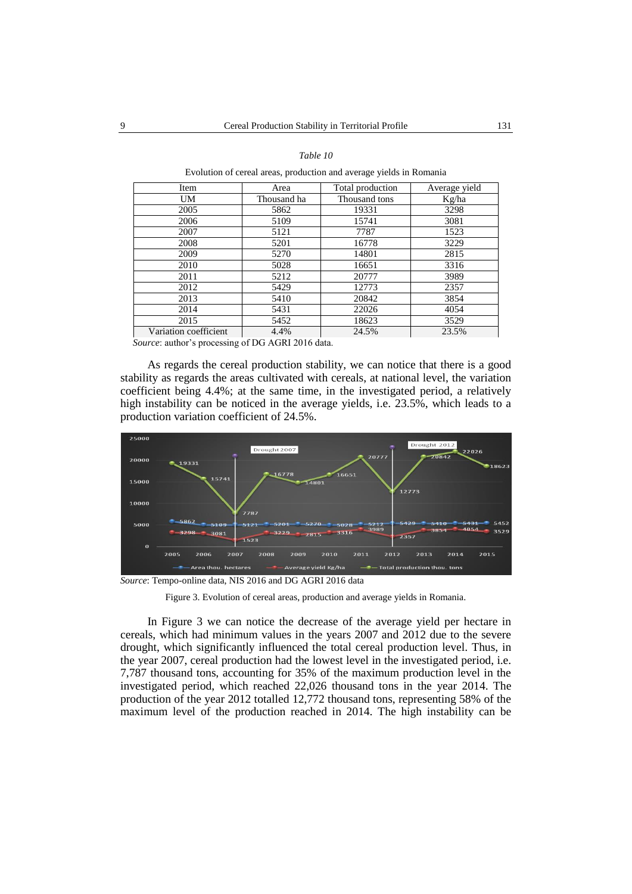*Table 10*

Evolution of cereal areas, production and average yields in Romania

| Item | Area | Total production | Average yield |
|---|---|---|---|
| UM | Thousand ha | Thousand tons | Kg/ha |
| 2005 | 5862 | 19331 | 3298 |
| 2006 | 5109 | 15741 | 3081 |
| 2007 | 5121 | 7787 | 1523 |
| 2008 | 5201 | 16778 | 3229 |
| 2009 | 5270 | 14801 | 2815 |
| 2010 | 5028 | 16651 | 3316 |
| 2011 | 5212 | 20777 | 3989 |
| 2012 | 5429 | 12773 | 2357 |
| 2013 | 5410 | 20842 | 3854 |
| 2014 | 5431 | 22026 | 4054 |
| 2015 | 5452 | 18623 | 3529 |
| Variation coefficient | 4.4% | 24.5% | 23.5% |

*Source*: author's processing of DG AGRI 2016 data.

As regards the cereal production stability, we can notice that there is a good stability as regards the areas cultivated with cereals, at national level, the variation coefficient being 4.4%; at the same time, in the investigated period, a relatively high instability can be noticed in the average yields, i.e. 23.5%, which leads to a production variation coefficient of 24.5%.

*Source*: Tempo-online data, NIS 2016 and DG AGRI 2016 data

Figure 3. Evolution of cereal areas, production and average yields in Romania.

In Figure 3 we can notice the decrease of the average yield per hectare in cereals, which had minimum values in the years 2007 and 2012 due to the severe drought, which significantly influenced the total cereal production level. Thus, in the year 2007, cereal production had the lowest level in the investigated period, i.e. 7,787 thousand tons, accounting for 35% of the maximum production level in the investigated period, which reached 22,026 thousand tons in the year 2014. The production of the year 2012 totalled 12,772 thousand tons, representing 58% of the maximum level of the production reached in 2014. The high instability can be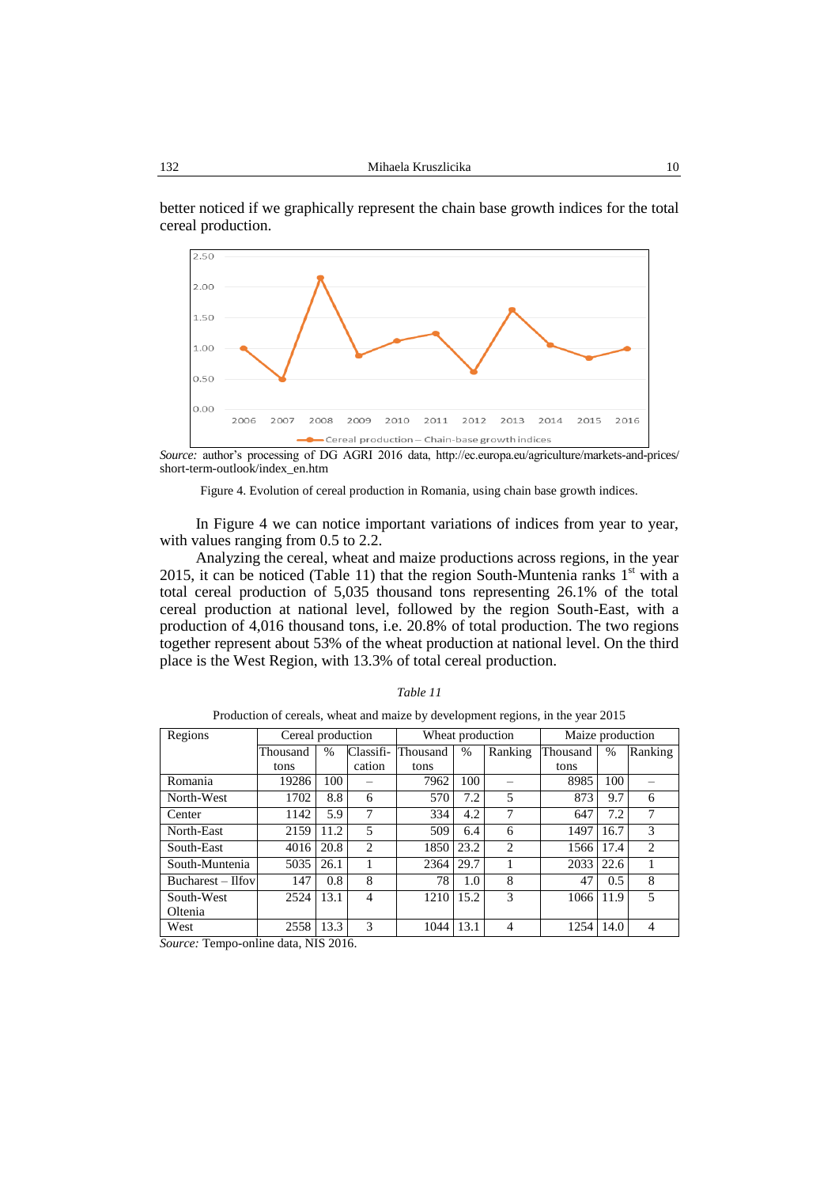better noticed if we graphically represent the chain base growth indices for the total cereal production.

*Source:* author's processing of DG AGRI 2016 data, http://ec.europa.eu/agriculture/markets-and-prices/short-term-outlook/index_en.htm

Figure 4. Evolution of cereal production in Romania, using chain base growth indices.

In Figure 4 we can notice important variations of indices from year to year, with values ranging from 0.5 to 2.2.

Analyzing the cereal, wheat and maize productions across regions, in the year 2015, it can be noticed (Table 11) that the region South-Muntenia ranks 1st with a total cereal production of 5,035 thousand tons representing 26.1% of the total cereal production at national level, followed by the region South-East, with a production of 4,016 thousand tons, i.e. 20.8% of total production. The two regions together represent about 53% of the wheat production at national level. On the third place is the West Region, with 13.3% of total cereal production.

*Table 11*

Production of cereals, wheat and maize by development regions, in the year 2015

| Regions | Cereal production | | | Wheat production | | | Maize production | | |
|---|---|---|---|---|---|---|---|---|---|
| | Thousand tons | % | Classification | Thousand tons | % | Ranking | Thousand tons | % | Ranking |
| Romania | 19286 | 100 | – | 7962 | 100 | – | 8985 | 100 | – |
| North-West | 1702 | 8.8 | 6 | 570 | 7.2 | 5 | 873 | 9.7 | 6 |
| Center | 1142 | 5.9 | 7 | 334 | 4.2 | 7 | 647 | 7.2 | 7 |
| North-East | 2159 | 11.2 | 5 | 509 | 6.4 | 6 | 1497 | 16.7 | 3 |
| South-East | 4016 | 20.8 | 2 | 1850 | 23.2 | 2 | 1566 | 17.4 | 2 |
| South-Muntenia | 5035 | 26.1 | 1 | 2364 | 29.7 | 1 | 2033 | 22.6 | 1 |
| Bucharest – Ilfov | 147 | 0.8 | 8 | 78 | 1.0 | 8 | 47 | 0.5 | 8 |
| South-West Oltenia | 2524 | 13.1 | 4 | 1210 | 15.2 | 3 | 1066 | 11.9 | 5 |
| West | 2558 | 13.3 | 3 | 1044 | 13.1 | 4 | 1254 | 14.0 | 4 |

*Source:* Tempo-online data, NIS 2016.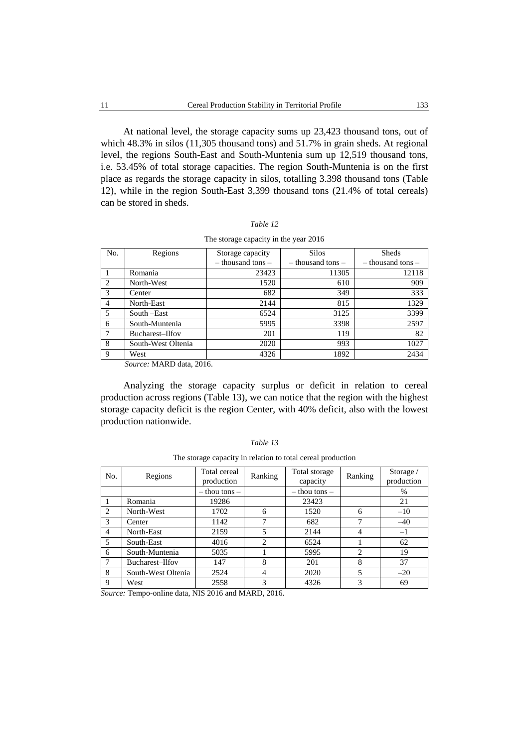At national level, the storage capacity sums up 23,423 thousand tons, out of which 48.3% in silos (11,305 thousand tons) and 51.7% in grain sheds. At regional level, the regions South-East and South-Muntenia sum up 12,519 thousand tons, i.e. 53.45% of total storage capacities. The region South-Muntenia is on the first place as regards the storage capacity in silos, totalling 3.398 thousand tons (Table 12), while in the region South-East 3,399 thousand tons (21.4% of total cereals) can be stored in sheds.

*Table 12*

The storage capacity in the year 2016

| No. | Regions | Storage capacity – thousand tons – | Silos – thousand tons – | Sheds – thousand tons – |
|---|---|---|---|---|
| 1 | Romania | 23423 | 11305 | 12118 |
| 2 | North-West | 1520 | 610 | 909 |
| 3 | Center | 682 | 349 | 333 |
| 4 | North-East | 2144 | 815 | 1329 |
| 5 | South –East | 6524 | 3125 | 3399 |
| 6 | South-Muntenia | 5995 | 3398 | 2597 |
| 7 | Bucharest–Ilfov | 201 | 119 | 82 |
| 8 | South-West Oltenia | 2020 | 993 | 1027 |
| 9 | West | 4326 | 1892 | 2434 |

*Source:* MARD data, 2016.

Analyzing the storage capacity surplus or deficit in relation to cereal production across regions (Table 13), we can notice that the region with the highest storage capacity deficit is the region Center, with 40% deficit, also with the lowest production nationwide.

*Table 13*

The storage capacity in relation to total cereal production

| No. | Regions | Total cereal production | Ranking | Total storage capacity | Ranking | Storage / production |
|---|---|---|---|---|---|---|
| | | – thou tons – | | – thou tons – | | % |
| 1 | Romania | 19286 | | 23423 | | 21 |
| 2 | North-West | 1702 | 6 | 1520 | 6 | –10 |
| 3 | Center | 1142 | 7 | 682 | 7 | –40 |
| 4 | North-East | 2159 | 5 | 2144 | 4 | –1 |
| 5 | South-East | 4016 | 2 | 6524 | 1 | 62 |
| 6 | South-Muntenia | 5035 | 1 | 5995 | 2 | 19 |
| 7 | Bucharest–Ilfov | 147 | 8 | 201 | 8 | 37 |
| 8 | South-West Oltenia | 2524 | 4 | 2020 | 5 | –20 |
| 9 | West | 2558 | 3 | 4326 | 3 | 69 |

*Source:* Tempo-online data, NIS 2016 and MARD, 2016.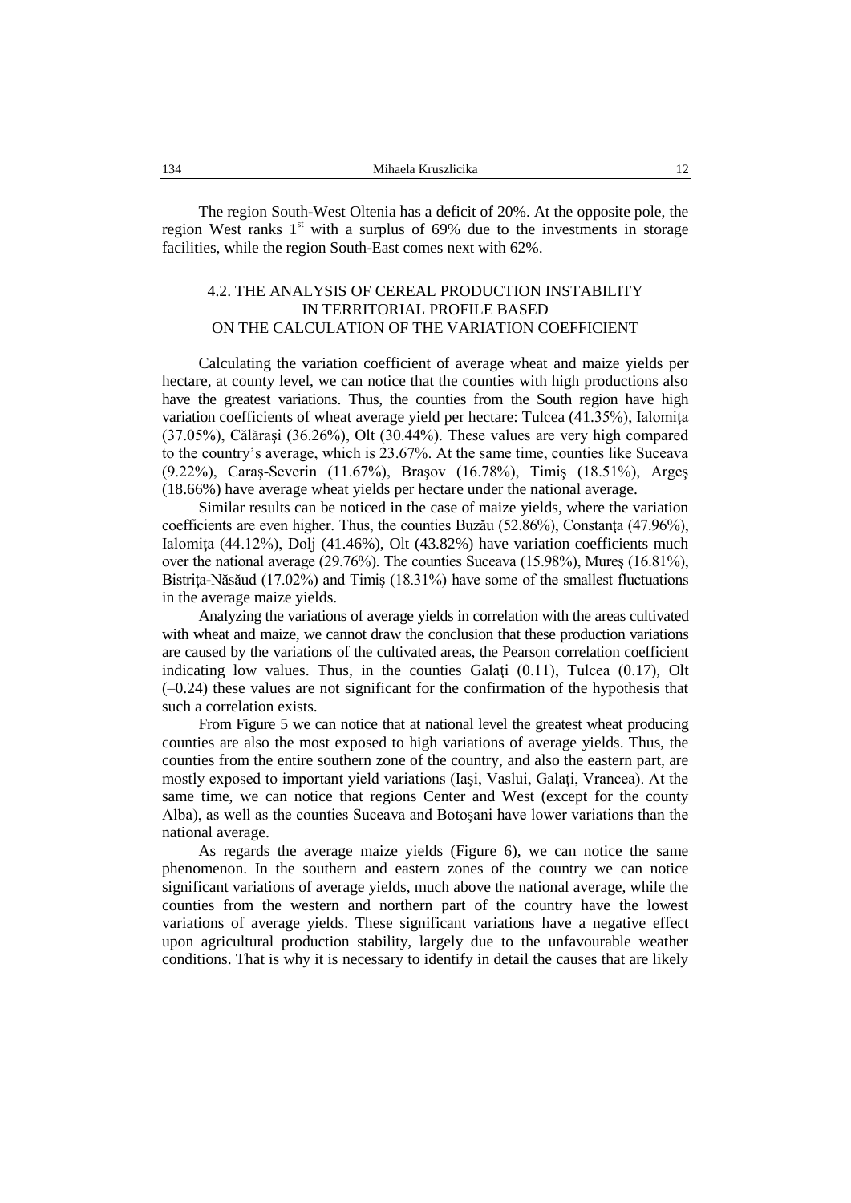The region South-West Oltenia has a deficit of 20%. At the opposite pole, the region West ranks 1st with a surplus of 69% due to the investments in storage facilities, while the region South-East comes next with 62%.

## 4.2. THE ANALYSIS OF CEREAL PRODUCTION INSTABILITY IN TERRITORIAL PROFILE BASED ON THE CALCULATION OF THE VARIATION COEFFICIENT

Calculating the variation coefficient of average wheat and maize yields per hectare, at county level, we can notice that the counties with high productions also have the greatest variations. Thus, the counties from the South region have high variation coefficients of wheat average yield per hectare: Tulcea (41.35%), Ialomiţa (37.05%), Călăraşi (36.26%), Olt (30.44%). These values are very high compared to the country's average, which is 23.67%. At the same time, counties like Suceava (9.22%), Caraş-Severin (11.67%), Braşov (16.78%), Timiş (18.51%), Argeş (18.66%) have average wheat yields per hectare under the national average.

Similar results can be noticed in the case of maize yields, where the variation coefficients are even higher. Thus, the counties Buzău (52.86%), Constanţa (47.96%), Ialomiţa (44.12%), Dolj (41.46%), Olt (43.82%) have variation coefficients much over the national average (29.76%). The counties Suceava (15.98%), Mureş (16.81%), Bistriţa-Năsăud (17.02%) and Timiş (18.31%) have some of the smallest fluctuations in the average maize yields.

Analyzing the variations of average yields in correlation with the areas cultivated with wheat and maize, we cannot draw the conclusion that these production variations are caused by the variations of the cultivated areas, the Pearson correlation coefficient indicating low values. Thus, in the counties Galaţi (0.11), Tulcea (0.17), Olt (–0.24) these values are not significant for the confirmation of the hypothesis that such a correlation exists.

From Figure 5 we can notice that at national level the greatest wheat producing counties are also the most exposed to high variations of average yields. Thus, the counties from the entire southern zone of the country, and also the eastern part, are mostly exposed to important yield variations (Iaşi, Vaslui, Galaţi, Vrancea). At the same time, we can notice that regions Center and West (except for the county Alba), as well as the counties Suceava and Botoşani have lower variations than the national average.

As regards the average maize yields (Figure 6), we can notice the same phenomenon. In the southern and eastern zones of the country we can notice significant variations of average yields, much above the national average, while the counties from the western and northern part of the country have the lowest variations of average yields. These significant variations have a negative effect upon agricultural production stability, largely due to the unfavourable weather conditions. That is why it is necessary to identify in detail the causes that are likely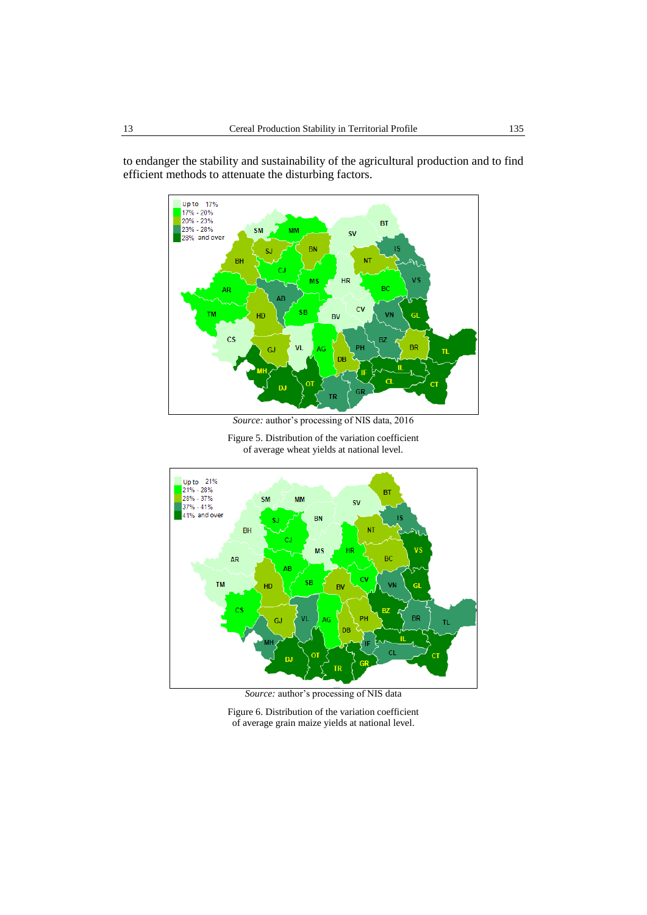to endanger the stability and sustainability of the agricultural production and to find efficient methods to attenuate the disturbing factors.

*Source:* author's processing of NIS data, 2016

Figure 5. Distribution of the variation coefficient of average wheat yields at national level.

*Source:* author's processing of NIS data

Figure 6. Distribution of the variation coefficient of average grain maize yields at national level.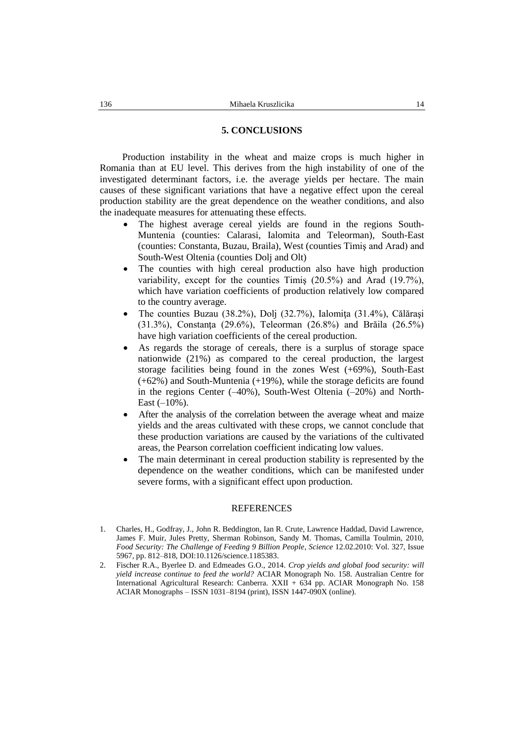## 5. CONCLUSIONS

Production instability in the wheat and maize crops is much higher in Romania than at EU level. This derives from the high instability of one of the investigated determinant factors, i.e. the average yields per hectare. The main causes of these significant variations that have a negative effect upon the cereal production stability are the great dependence on the weather conditions, and also the inadequate measures for attenuating these effects.

- The highest average cereal yields are found in the regions South-Muntenia (counties: Calarasi, Ialomita and Teleorman), South-East (counties: Constanta, Buzau, Braila), West (counties Timiş and Arad) and South-West Oltenia (counties Dolj and Olt)
- The counties with high cereal production also have high production variability, except for the counties Timiş (20.5%) and Arad (19.7%), which have variation coefficients of production relatively low compared to the country average.
- The counties Buzau (38.2%), Dolj (32.7%), Ialomiţa (31.4%), Călăraşi (31.3%), Constanţa (29.6%), Teleorman (26.8%) and Brăila (26.5%) have high variation coefficients of the cereal production.
- As regards the storage of cereals, there is a surplus of storage space nationwide (21%) as compared to the cereal production, the largest storage facilities being found in the zones West (+69%), South-East (+62%) and South-Muntenia (+19%), while the storage deficits are found in the regions Center (–40%), South-West Oltenia (–20%) and North-East (–10%).
- After the analysis of the correlation between the average wheat and maize yields and the areas cultivated with these crops, we cannot conclude that these production variations are caused by the variations of the cultivated areas, the Pearson correlation coefficient indicating low values.
- The main determinant in cereal production stability is represented by the dependence on the weather conditions, which can be manifested under severe forms, with a significant effect upon production.

## REFERENCES

1. Charles, H., Godfray, J., John R. Beddington, Ian R. Crute, Lawrence Haddad, David Lawrence, James F. Muir, Jules Pretty, Sherman Robinson, Sandy M. Thomas, Camilla Toulmin, 2010, *Food Security: The Challenge of Feeding 9 Billion People, Science* 12.02.2010: Vol. 327, Issue 5967, pp. 812–818, DOI:10.1126/science.1185383.
2. Fischer R.A., Byerlee D. and Edmeades G.O., 2014. *Crop yields and global food security: will yield increase continue to feed the world?* ACIAR Monograph No. 158. Australian Centre for International Agricultural Research: Canberra. XXII + 634 pp. ACIAR Monograph No. 158 ACIAR Monographs – ISSN 1031–8194 (print), ISSN 1447-090X (online).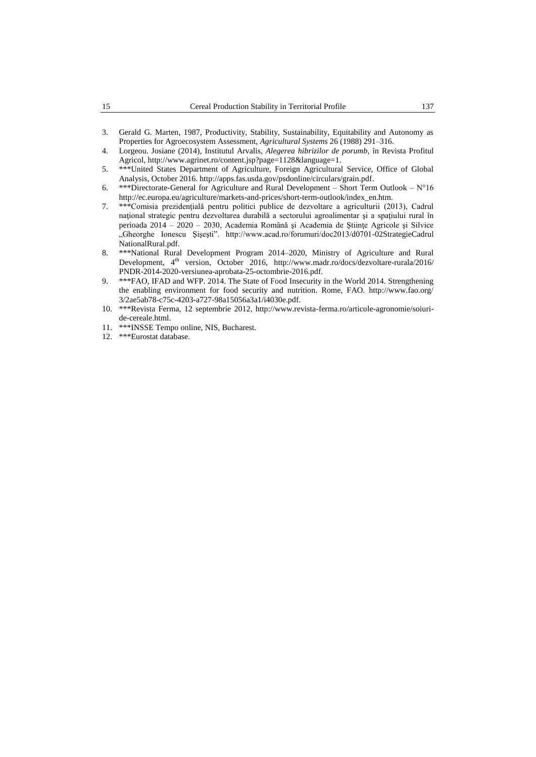3. Gerald G. Marten, 1987, Productivity, Stability, Sustainability, Equitability and Autonomy as Properties for Agroecosystem Assessment, *Agricultural Systems* 26 (1988) 291–316.
4. Lorgeou. Josiane (2014), Institutul Arvalis, *Alegerea hibrizilor de porumb*, în Revista Profitul Agricol, http://www.agrinet.ro/content.jsp?page=1128&language=1.
5. ***United States Department of Agriculture, Foreign Agricultural Service, Office of Global Analysis, October 2016. http://apps.fas.usda.gov/psdonline/circulars/grain.pdf.
6. ***Directorate-General for Agriculture and Rural Development – Short Term Outlook – N°16 http://ec.europa.eu/agriculture/markets-and-prices/short-term-outlook/index_en.htm.
7. ***Comisia prezidenţială pentru politici publice de dezvoltare a agriculturii (2013), Cadrul naţional strategic pentru dezvoltarea durabilă a sectorului agroalimentar şi a spaţiului rural în perioada 2014 – 2020 – 2030, Academia Română şi Academia de Ştiinţe Agricole şi Silvice „Gheorghe Ionescu Şişeşti". http://www.acad.ro/forumuri/doc2013/d0701-02StrategieCadrulNationalRural.pdf.
8. ***National Rural Development Program 2014–2020, Ministry of Agriculture and Rural Development, 4th version, October 2016, http://www.madr.ro/docs/dezvoltare-rurala/2016/PNDR-2014-2020-versiunea-aprobata-25-octombrie-2016.pdf.
9. ***FAO, IFAD and WFP. 2014. The State of Food Insecurity in the World 2014. Strengthening the enabling environment for food security and nutrition. Rome, FAO. http://www.fao.org/3/2ae5ab78-c75c-4203-a727-98a15056a3a1/i4030e.pdf.
10. ***Revista Ferma, 12 septembrie 2012, http://www.revista-ferma.ro/articole-agronomie/soiuri-de-cereale.html.
11. ***INSSE Tempo online, NIS, Bucharest.
12. ***Eurostat database.